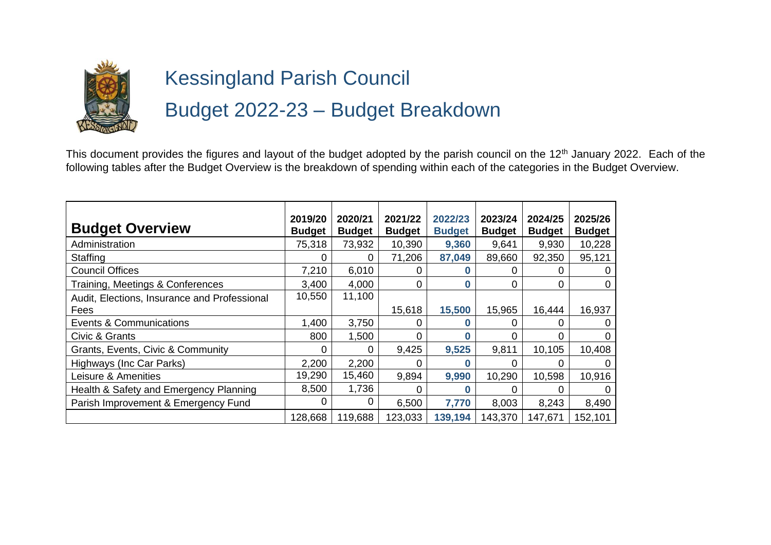# Kessingland Parish Council

## Budget 2022-23 – Budget Breakdown

This document provides the figures and layout of the budget adopted by the parish council on the 12th January 2022. Each of the following tables after the Budget Overview is the breakdown of spending within each of the categories in the Budget Overview.

| Budget Overview | 2019/20 Budget | 2020/21 Budget | 2021/22 Budget | 2022/23 Budget | 2023/24 Budget | 2024/25 Budget | 2025/26 Budget |
|---|---|---|---|---|---|---|---|
| Administration | 75,318 | 73,932 | 10,390 | **9,360** | 9,641 | 9,930 | 10,228 |
| Staffing | 0 | 0 | 71,206 | **87,049** | 89,660 | 92,350 | 95,121 |
| Council Offices | 7,210 | 6,010 | 0 | **0** | 0 | 0 | 0 |
| Training, Meetings & Conferences | 3,400 | 4,000 | 0 | **0** | 0 | 0 | 0 |
| Audit, Elections, Insurance and Professional Fees | 10,550 | 11,100 | 15,618 | **15,500** | 15,965 | 16,444 | 16,937 |
| Events & Communications | 1,400 | 3,750 | 0 | **0** | 0 | 0 | 0 |
| Civic & Grants | 800 | 1,500 | 0 | **0** | 0 | 0 | 0 |
| Grants, Events, Civic & Community | 0 | 0 | 9,425 | **9,525** | 9,811 | 10,105 | 10,408 |
| Highways (Inc Car Parks) | 2,200 | 2,200 | 0 | **0** | 0 | 0 | 0 |
| Leisure & Amenities | 19,290 | 15,460 | 9,894 | **9,990** | 10,290 | 10,598 | 10,916 |
| Health & Safety and Emergency Planning | 8,500 | 1,736 | 0 | **0** | 0 | 0 | 0 |
| Parish Improvement & Emergency Fund | 0 | 0 | 6,500 | **7,770** | 8,003 | 8,243 | 8,490 |
| | 128,668 | 119,688 | 123,033 | **139,194** | 143,370 | 147,671 | 152,101 |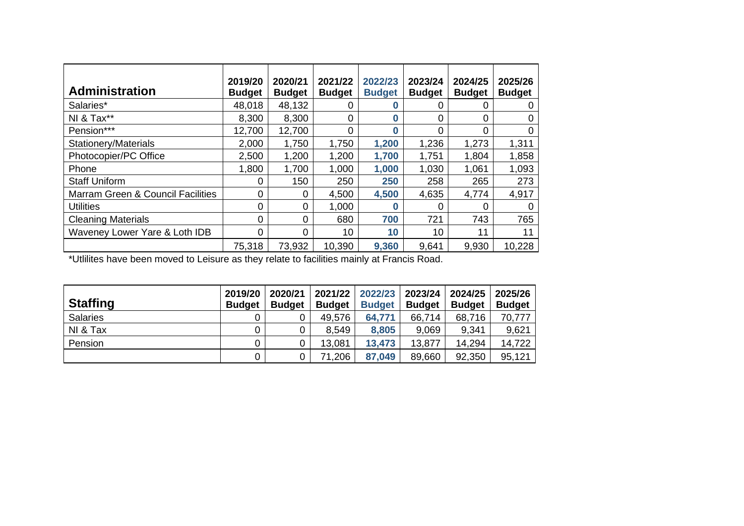| Administration | 2019/20 Budget | 2020/21 Budget | 2021/22 Budget | 2022/23 Budget | 2023/24 Budget | 2024/25 Budget | 2025/26 Budget |
|---|---|---|---|---|---|---|---|
| Salaries* | 48,018 | 48,132 | 0 | **0** | 0 | 0 | 0 |
| NI & Tax** | 8,300 | 8,300 | 0 | **0** | 0 | 0 | 0 |
| Pension*** | 12,700 | 12,700 | 0 | **0** | 0 | 0 | 0 |
| Stationery/Materials | 2,000 | 1,750 | 1,750 | **1,200** | 1,236 | 1,273 | 1,311 |
| Photocopier/PC Office | 2,500 | 1,200 | 1,200 | **1,700** | 1,751 | 1,804 | 1,858 |
| Phone | 1,800 | 1,700 | 1,000 | **1,000** | 1,030 | 1,061 | 1,093 |
| Staff Uniform | 0 | 150 | 250 | **250** | 258 | 265 | 273 |
| Marram Green & Council Facilities | 0 | 0 | 4,500 | **4,500** | 4,635 | 4,774 | 4,917 |
| Utilities | 0 | 0 | 1,000 | **0** | 0 | 0 | 0 |
| Cleaning Materials | 0 | 0 | 680 | **700** | 721 | 743 | 765 |
| Waveney Lower Yare & Loth IDB | 0 | 0 | 10 | **10** | 10 | 11 | 11 |
| | 75,318 | 73,932 | 10,390 | **9,360** | 9,641 | 9,930 | 10,228 |

*Utlilites have been moved to Leisure as they relate to facilities mainly at Francis Road.

| Staffing | 2019/20 Budget | 2020/21 Budget | 2021/22 Budget | 2022/23 Budget | 2023/24 Budget | 2024/25 Budget | 2025/26 Budget |
|---|---|---|---|---|---|---|---|
| Salaries | 0 | 0 | 49,576 | **64,771** | 66,714 | 68,716 | 70,777 |
| NI & Tax | 0 | 0 | 8,549 | **8,805** | 9,069 | 9,341 | 9,621 |
| Pension | 0 | 0 | 13,081 | **13,473** | 13,877 | 14,294 | 14,722 |
| | 0 | 0 | 71,206 | **87,049** | 89,660 | 92,350 | 95,121 |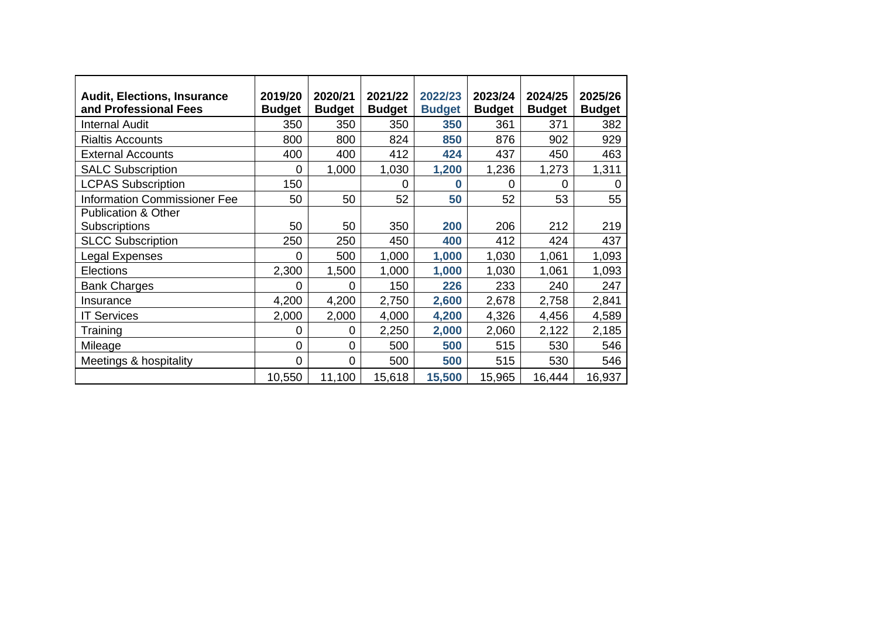| Audit, Elections, Insurance and Professional Fees | 2019/20 Budget | 2020/21 Budget | 2021/22 Budget | 2022/23 Budget | 2023/24 Budget | 2024/25 Budget | 2025/26 Budget |
|---|---|---|---|---|---|---|---|
| Internal Audit | 350 | 350 | 350 | **350** | 361 | 371 | 382 |
| Rialtis Accounts | 800 | 800 | 824 | **850** | 876 | 902 | 929 |
| External Accounts | 400 | 400 | 412 | **424** | 437 | 450 | 463 |
| SALC Subscription | 0 | 1,000 | 1,030 | **1,200** | 1,236 | 1,273 | 1,311 |
| LCPAS Subscription | 150 | | 0 | **0** | 0 | 0 | 0 |
| Information Commissioner Fee | 50 | 50 | 52 | **50** | 52 | 53 | 55 |
| Publication & Other Subscriptions | 50 | 50 | 350 | **200** | 206 | 212 | 219 |
| SLCC Subscription | 250 | 250 | 450 | **400** | 412 | 424 | 437 |
| Legal Expenses | 0 | 500 | 1,000 | **1,000** | 1,030 | 1,061 | 1,093 |
| Elections | 2,300 | 1,500 | 1,000 | **1,000** | 1,030 | 1,061 | 1,093 |
| Bank Charges | 0 | 0 | 150 | **226** | 233 | 240 | 247 |
| Insurance | 4,200 | 4,200 | 2,750 | **2,600** | 2,678 | 2,758 | 2,841 |
| IT Services | 2,000 | 2,000 | 4,000 | **4,200** | 4,326 | 4,456 | 4,589 |
| Training | 0 | 0 | 2,250 | **2,000** | 2,060 | 2,122 | 2,185 |
| Mileage | 0 | 0 | 500 | **500** | 515 | 530 | 546 |
| Meetings & hospitality | 0 | 0 | 500 | **500** | 515 | 530 | 546 |
| | 10,550 | 11,100 | 15,618 | **15,500** | 15,965 | 16,444 | 16,937 |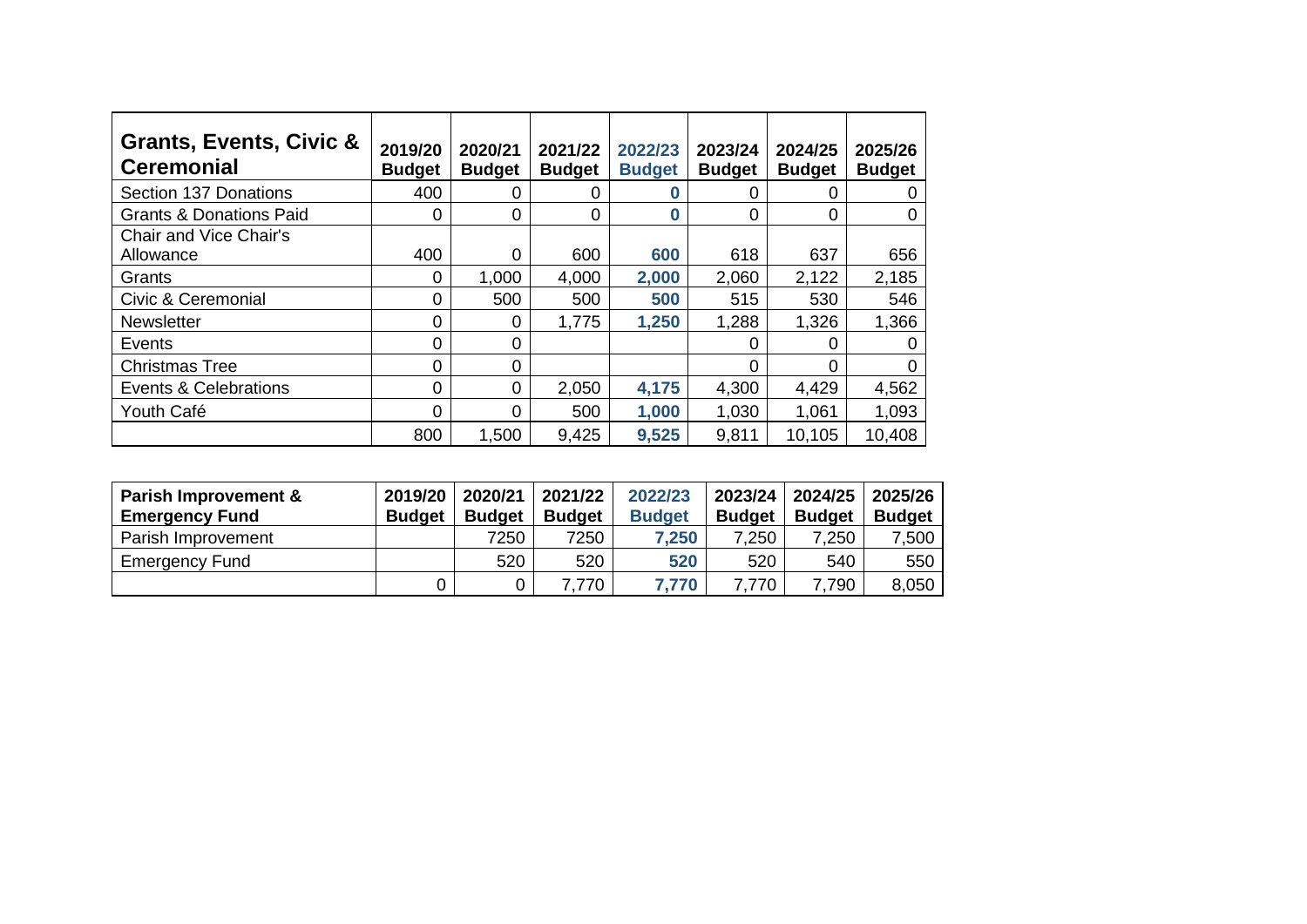| Grants, Events, Civic & Ceremonial | 2019/20 Budget | 2020/21 Budget | 2021/22 Budget | 2022/23 Budget | 2023/24 Budget | 2024/25 Budget | 2025/26 Budget |
|---|---|---|---|---|---|---|---|
| Section 137 Donations | 400 | 0 | 0 | **0** | 0 | 0 | 0 |
| Grants & Donations Paid | 0 | 0 | 0 | **0** | 0 | 0 | 0 |
| Chair and Vice Chair's Allowance | 400 | 0 | 600 | **600** | 618 | 637 | 656 |
| Grants | 0 | 1,000 | 4,000 | **2,000** | 2,060 | 2,122 | 2,185 |
| Civic & Ceremonial | 0 | 500 | 500 | **500** | 515 | 530 | 546 |
| Newsletter | 0 | 0 | 1,775 | **1,250** | 1,288 | 1,326 | 1,366 |
| Events | 0 | 0 | | | 0 | 0 | 0 |
| Christmas Tree | 0 | 0 | | | 0 | 0 | 0 |
| Events & Celebrations | 0 | 0 | 2,050 | **4,175** | 4,300 | 4,429 | 4,562 |
| Youth Café | 0 | 0 | 500 | **1,000** | 1,030 | 1,061 | 1,093 |
| | 800 | 1,500 | 9,425 | **9,525** | 9,811 | 10,105 | 10,408 |

| Parish Improvement & Emergency Fund | 2019/20 Budget | 2020/21 Budget | 2021/22 Budget | 2022/23 Budget | 2023/24 Budget | 2024/25 Budget | 2025/26 Budget |
|---|---|---|---|---|---|---|---|
| Parish Improvement | | 7250 | 7250 | **7,250** | 7,250 | 7,250 | 7,500 |
| Emergency Fund | | 520 | 520 | **520** | 520 | 540 | 550 |
| | 0 | 0 | 7,770 | **7,770** | 7,770 | 7,790 | 8,050 |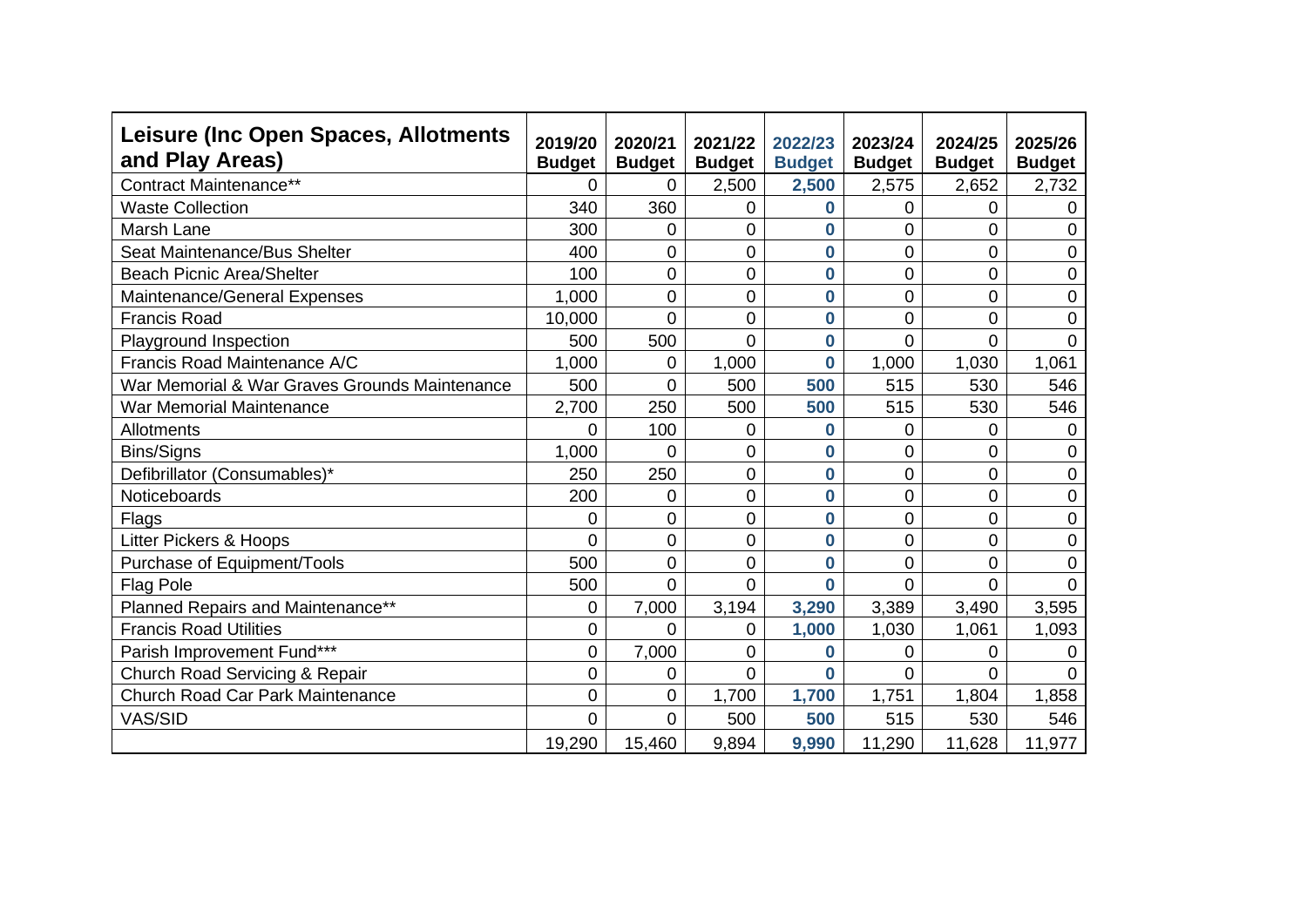| Leisure (Inc Open Spaces, Allotments and Play Areas) | 2019/20 Budget | 2020/21 Budget | 2021/22 Budget | 2022/23 Budget | 2023/24 Budget | 2024/25 Budget | 2025/26 Budget |
|---|---|---|---|---|---|---|---|
| Contract Maintenance** | 0 | 0 | 2,500 | **2,500** | 2,575 | 2,652 | 2,732 |
| Waste Collection | 340 | 360 | 0 | **0** | 0 | 0 | 0 |
| Marsh Lane | 300 | 0 | 0 | **0** | 0 | 0 | 0 |
| Seat Maintenance/Bus Shelter | 400 | 0 | 0 | **0** | 0 | 0 | 0 |
| Beach Picnic Area/Shelter | 100 | 0 | 0 | **0** | 0 | 0 | 0 |
| Maintenance/General Expenses | 1,000 | 0 | 0 | **0** | 0 | 0 | 0 |
| Francis Road | 10,000 | 0 | 0 | **0** | 0 | 0 | 0 |
| Playground Inspection | 500 | 500 | 0 | **0** | 0 | 0 | 0 |
| Francis Road Maintenance A/C | 1,000 | 0 | 1,000 | **0** | 1,000 | 1,030 | 1,061 |
| War Memorial & War Graves Grounds Maintenance | 500 | 0 | 500 | **500** | 515 | 530 | 546 |
| War Memorial Maintenance | 2,700 | 250 | 500 | **500** | 515 | 530 | 546 |
| Allotments | 0 | 100 | 0 | **0** | 0 | 0 | 0 |
| Bins/Signs | 1,000 | 0 | 0 | **0** | 0 | 0 | 0 |
| Defibrillator (Consumables)* | 250 | 250 | 0 | **0** | 0 | 0 | 0 |
| Noticeboards | 200 | 0 | 0 | **0** | 0 | 0 | 0 |
| Flags | 0 | 0 | 0 | **0** | 0 | 0 | 0 |
| Litter Pickers & Hoops | 0 | 0 | 0 | **0** | 0 | 0 | 0 |
| Purchase of Equipment/Tools | 500 | 0 | 0 | **0** | 0 | 0 | 0 |
| Flag Pole | 500 | 0 | 0 | **0** | 0 | 0 | 0 |
| Planned Repairs and Maintenance** | 0 | 7,000 | 3,194 | **3,290** | 3,389 | 3,490 | 3,595 |
| Francis Road Utilities | 0 | 0 | 0 | **1,000** | 1,030 | 1,061 | 1,093 |
| Parish Improvement Fund*** | 0 | 7,000 | 0 | **0** | 0 | 0 | 0 |
| Church Road Servicing & Repair | 0 | 0 | 0 | **0** | 0 | 0 | 0 |
| Church Road Car Park Maintenance | 0 | 0 | 1,700 | **1,700** | 1,751 | 1,804 | 1,858 |
| VAS/SID | 0 | 0 | 500 | **500** | 515 | 530 | 546 |
| | 19,290 | 15,460 | 9,894 | **9,990** | 11,290 | 11,628 | 11,977 |